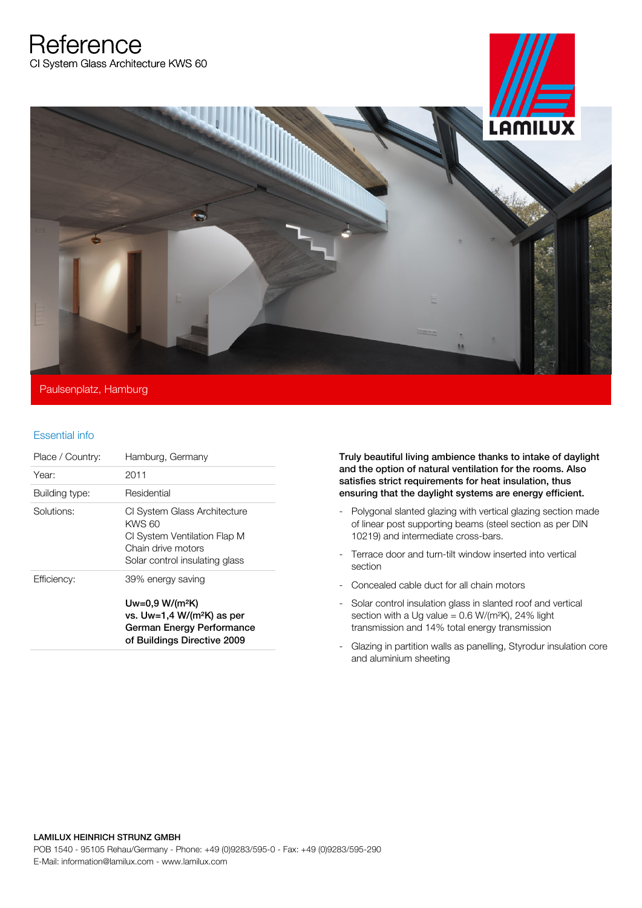# Reference

CI System Glass Architecture KWS 60

Paulsenplatz, Hamburg

## Essential info

| | |
|---|---|
| Place / Country: | Hamburg, Germany |
| Year: | 2011 |
| Building type: | Residential |
| Solutions: | CI System Glass Architecture KWS 60<br>CI System Ventilation Flap M<br>Chain drive motors<br>Solar control insulating glass |
| Efficiency: | 39% energy saving<br><br>**Uw=0,9 W/(m²K) vs. Uw=1,4 W/(m²K) as per German Energy Performance of Buildings Directive 2009** |

**Truly beautiful living ambience thanks to intake of daylight and the option of natural ventilation for the rooms. Also satisfies strict requirements for heat insulation, thus ensuring that the daylight systems are energy efficient.**

- Polygonal slanted glazing with vertical glazing section made of linear post supporting beams (steel section as per DIN 10219) and intermediate cross-bars.
- Terrace door and turn-tilt window inserted into vertical section
- Concealed cable duct for all chain motors
- Solar control insulation glass in slanted roof and vertical section with a Ug value = 0.6 W/(m²K), 24% light transmission and 14% total energy transmission
- Glazing in partition walls as panelling, Styrodur insulation core and aluminium sheeting

**LAMILUX HEINRICH STRUNZ GMBH**

POB 1540 - 95105 Rehau/Germany - Phone: +49 (0)9283/595-0 - Fax: +49 (0)9283/595-290

E-Mail: information@lamilux.com - www.lamilux.com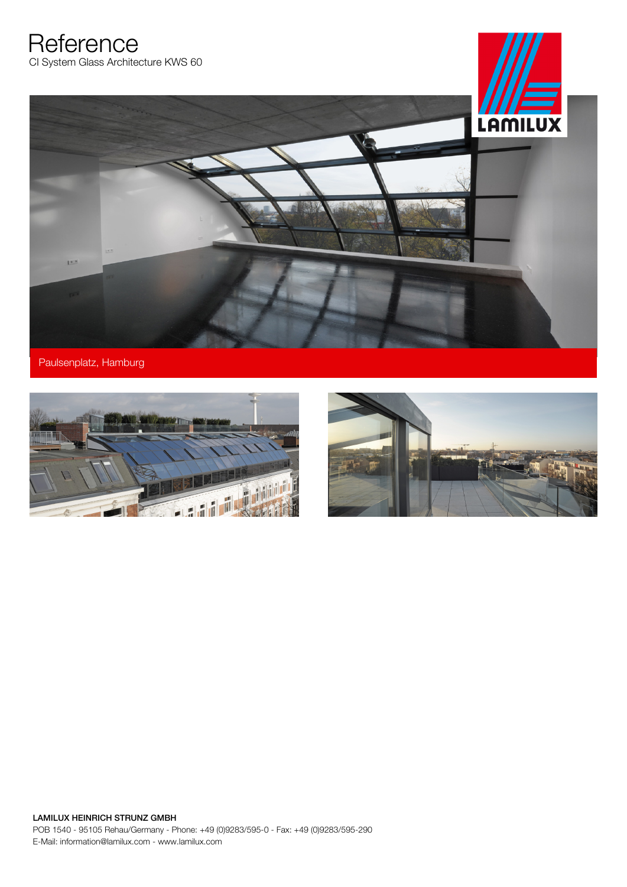# Reference

CI System Glass Architecture KWS 60

Paulsenplatz, Hamburg

**LAMILUX HEINRICH STRUNZ GMBH**

POB 1540 - 95105 Rehau/Germany - Phone: +49 (0)9283/595-0 - Fax: +49 (0)9283/595-290

E-Mail: information@lamilux.com - www.lamilux.com